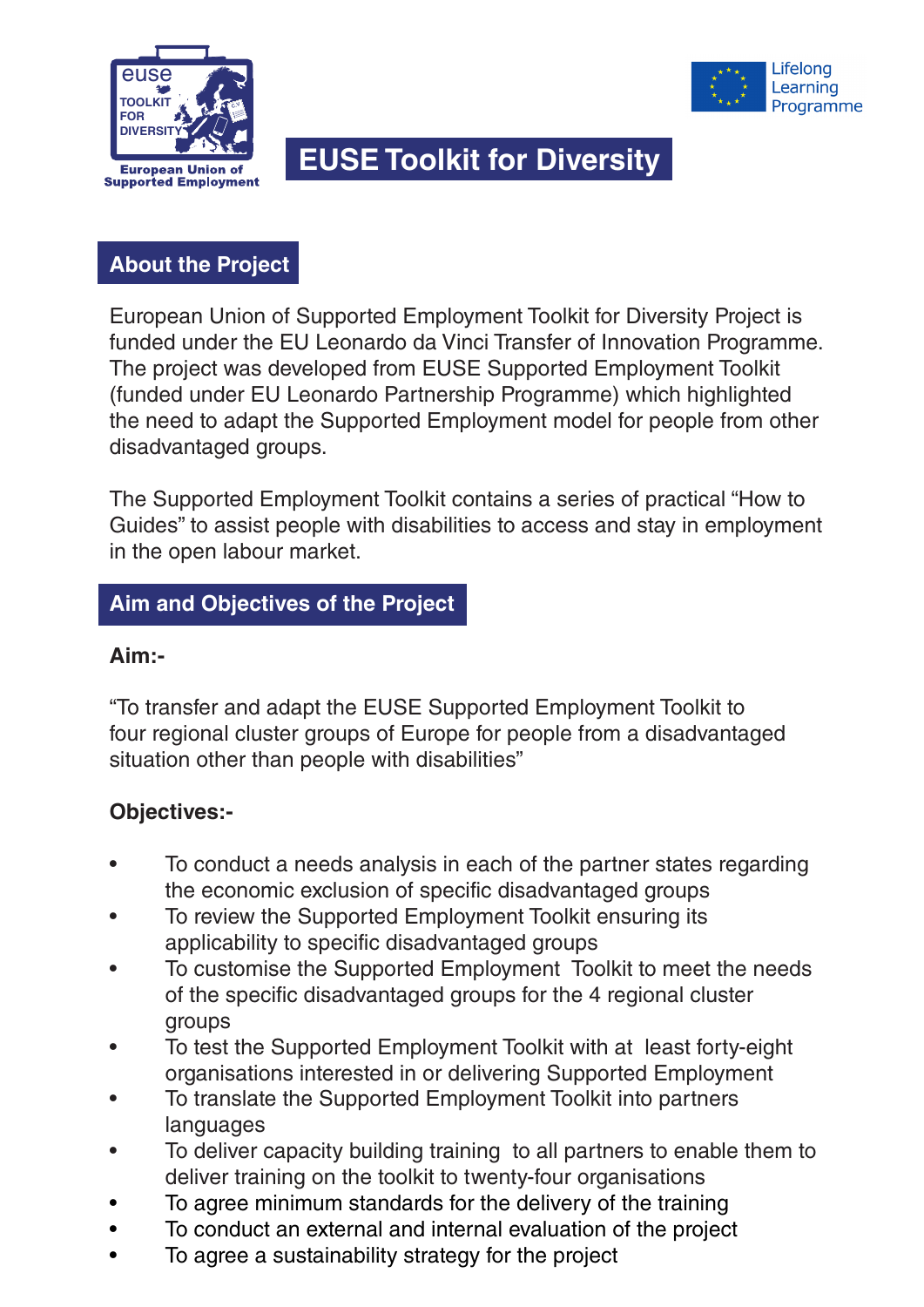# EUSE Toolkit for Diversity

## About the Project

European Union of Supported Employment Toolkit for Diversity Project is funded under the EU Leonardo da Vinci Transfer of Innovation Programme. The project was developed from EUSE Supported Employment Toolkit (funded under EU Leonardo Partnership Programme) which highlighted the need to adapt the Supported Employment model for people from other disadvantaged groups.

The Supported Employment Toolkit contains a series of practical "How to Guides" to assist people with disabilities to access and stay in employment in the open labour market.

## Aim and Objectives of the Project

**Aim:-**

"To transfer and adapt the EUSE Supported Employment Toolkit to four regional cluster groups of Europe for people from a disadvantaged situation other than people with disabilities"

**Objectives:-**

- To conduct a needs analysis in each of the partner states regarding the economic exclusion of specific disadvantaged groups
- To review the Supported Employment Toolkit ensuring its applicability to specific disadvantaged groups
- To customise the Supported Employment Toolkit to meet the needs of the specific disadvantaged groups for the 4 regional cluster groups
- To test the Supported Employment Toolkit with at least forty-eight organisations interested in or delivering Supported Employment
- To translate the Supported Employment Toolkit into partners languages
- To deliver capacity building training to all partners to enable them to deliver training on the toolkit to twenty-four organisations
- To agree minimum standards for the delivery of the training
- To conduct an external and internal evaluation of the project
- To agree a sustainability strategy for the project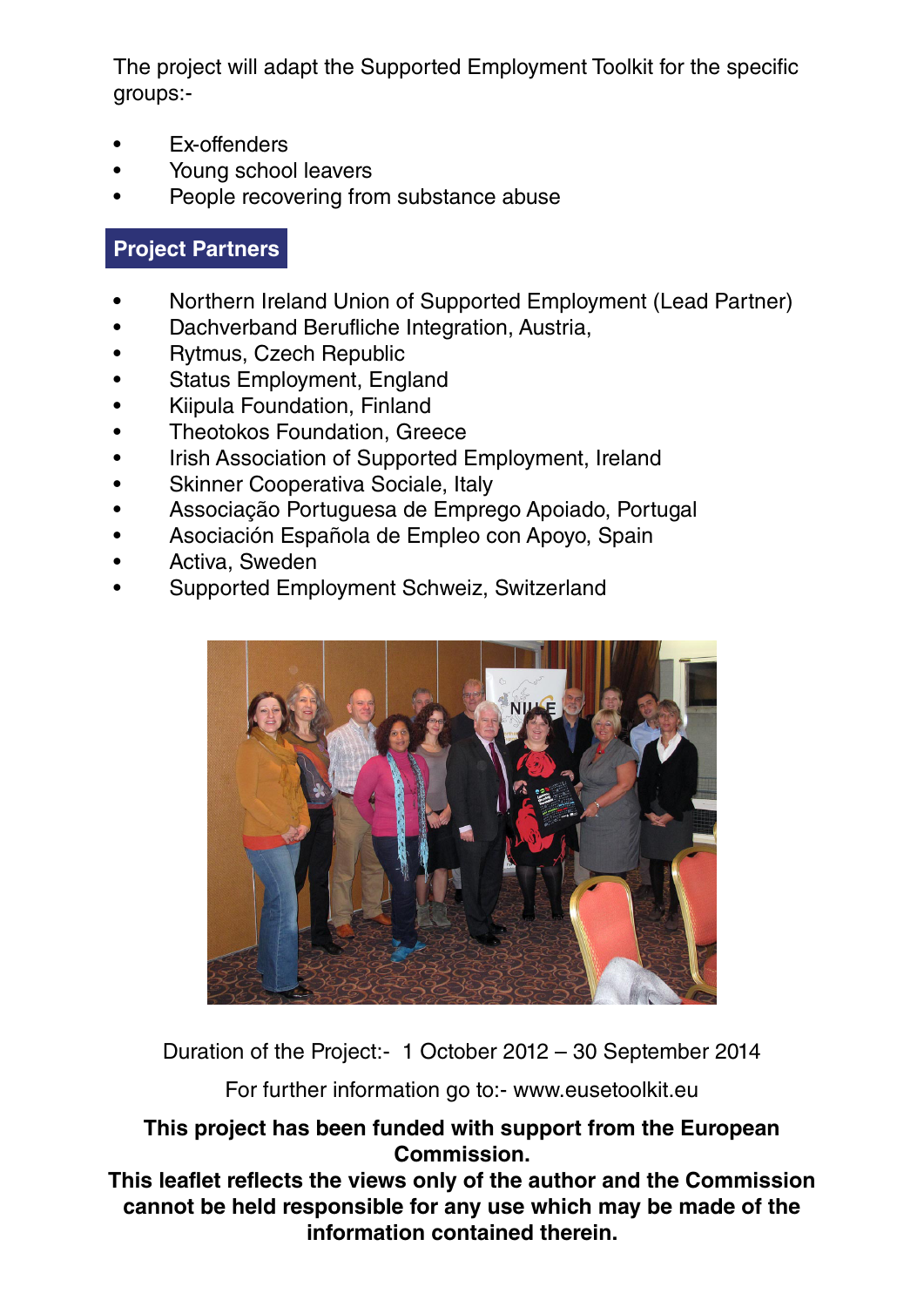The project will adapt the Supported Employment Toolkit for the specific groups:-

- Ex-offenders
- Young school leavers
- People recovering from substance abuse

## Project Partners

- Northern Ireland Union of Supported Employment (Lead Partner)
- Dachverband Berufliche Integration, Austria,
- Rytmus, Czech Republic
- Status Employment, England
- Kiipula Foundation, Finland
- Theotokos Foundation, Greece
- Irish Association of Supported Employment, Ireland
- Skinner Cooperativa Sociale, Italy
- Associação Portuguesa de Emprego Apoiado, Portugal
- Asociación Española de Empleo con Apoyo, Spain
- Activa, Sweden
- Supported Employment Schweiz, Switzerland

Duration of the Project:- 1 October 2012 – 30 September 2014

For further information go to:- www.eusetoolkit.eu

**This project has been funded with support from the European Commission.**
**This leaflet reflects the views only of the author and the Commission cannot be held responsible for any use which may be made of the information contained therein.**